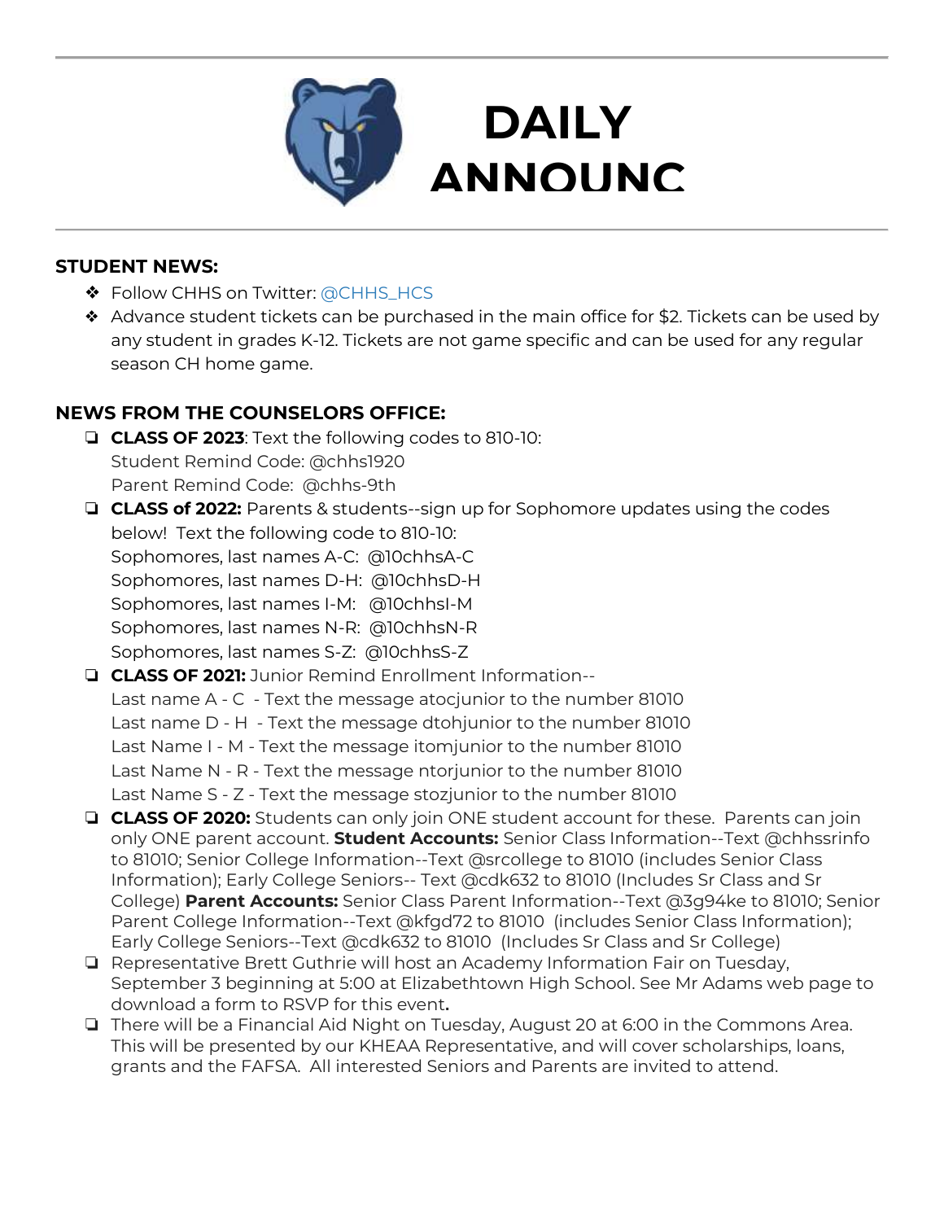# DAILY ANNOUNC

**STUDENT NEWS:**

- Follow CHHS on Twitter: @CHHS_HCS
- Advance student tickets can be purchased in the main office for $2. Tickets can be used by any student in grades K-12. Tickets are not game specific and can be used for any regular season CH home game.

**NEWS FROM THE COUNSELORS OFFICE:**

- **CLASS OF 2023**: Text the following codes to 810-10:
  Student Remind Code: @chhs1920
  Parent Remind Code: @chhs-9th
- **CLASS of 2022:** Parents & students--sign up for Sophomore updates using the codes below! Text the following code to 810-10:
  Sophomores, last names A-C: @10chhsA-C
  Sophomores, last names D-H: @10chhsD-H
  Sophomores, last names I-M: @10chhsI-M
  Sophomores, last names N-R: @10chhsN-R
  Sophomores, last names S-Z: @10chhsS-Z
- **CLASS OF 2021:** Junior Remind Enrollment Information--
  Last name A - C - Text the message atocjunior to the number 81010
  Last name D - H - Text the message dtohjunior to the number 81010
  Last Name I - M - Text the message itomjunior to the number 81010
  Last Name N - R - Text the message ntorjunior to the number 81010
  Last Name S - Z - Text the message stozjunior to the number 81010
- **CLASS OF 2020:** Students can only join ONE student account for these. Parents can join only ONE parent account. **Student Accounts:** Senior Class Information--Text @chhssrinfo to 81010; Senior College Information--Text @srcollege to 81010 (includes Senior Class Information); Early College Seniors-- Text @cdk632 to 81010 (Includes Sr Class and Sr College) **Parent Accounts:** Senior Class Parent Information--Text @3g94ke to 81010; Senior Parent College Information--Text @kfgd72 to 81010 (includes Senior Class Information); Early College Seniors--Text @cdk632 to 81010 (Includes Sr Class and Sr College)
- Representative Brett Guthrie will host an Academy Information Fair on Tuesday, September 3 beginning at 5:00 at Elizabethtown High School. See Mr Adams web page to download a form to RSVP for this event**.**
- There will be a Financial Aid Night on Tuesday, August 20 at 6:00 in the Commons Area. This will be presented by our KHEAA Representative, and will cover scholarships, loans, grants and the FAFSA. All interested Seniors and Parents are invited to attend.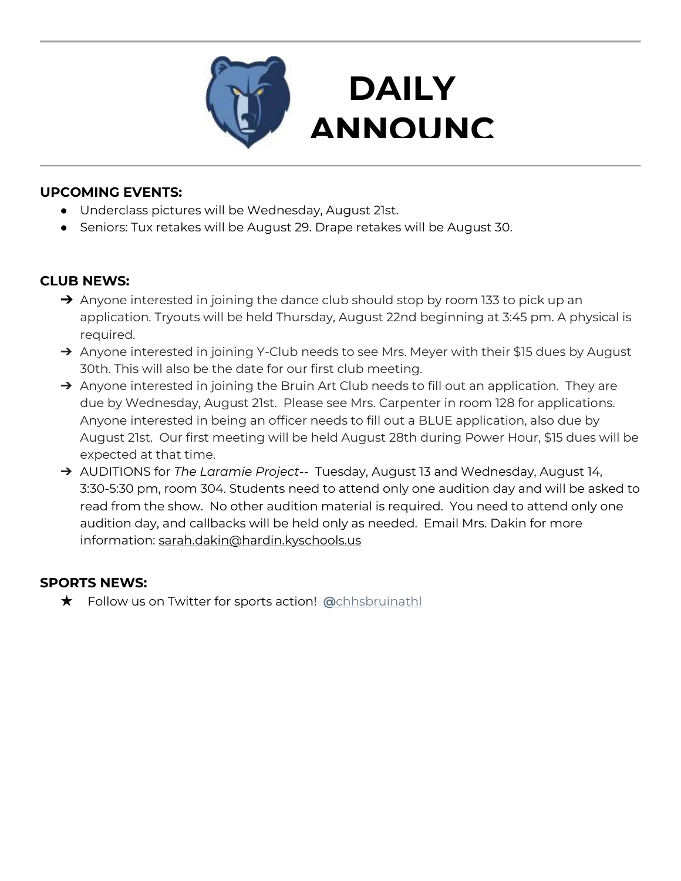# DAILY ANNOUNC

**UPCOMING EVENTS:**

- Underclass pictures will be Wednesday, August 21st.
- Seniors: Tux retakes will be August 29. Drape retakes will be August 30.

**CLUB NEWS:**

- Anyone interested in joining the dance club should stop by room 133 to pick up an application. Tryouts will be held Thursday, August 22nd beginning at 3:45 pm. A physical is required.
- Anyone interested in joining Y-Club needs to see Mrs. Meyer with their $15 dues by August 30th. This will also be the date for our first club meeting.
- Anyone interested in joining the Bruin Art Club needs to fill out an application. They are due by Wednesday, August 21st. Please see Mrs. Carpenter in room 128 for applications. Anyone interested in being an officer needs to fill out a BLUE application, also due by August 21st. Our first meeting will be held August 28th during Power Hour, $15 dues will be expected at that time.
- AUDITIONS for *The Laramie Project*-- Tuesday, August 13 and Wednesday, August 14, 3:30-5:30 pm, room 304. Students need to attend only one audition day and will be asked to read from the show. No other audition material is required. You need to attend only one audition day, and callbacks will be held only as needed. Email Mrs. Dakin for more information: sarah.dakin@hardin.kyschools.us

**SPORTS NEWS:**

- Follow us on Twitter for sports action! @chhsbruinathl